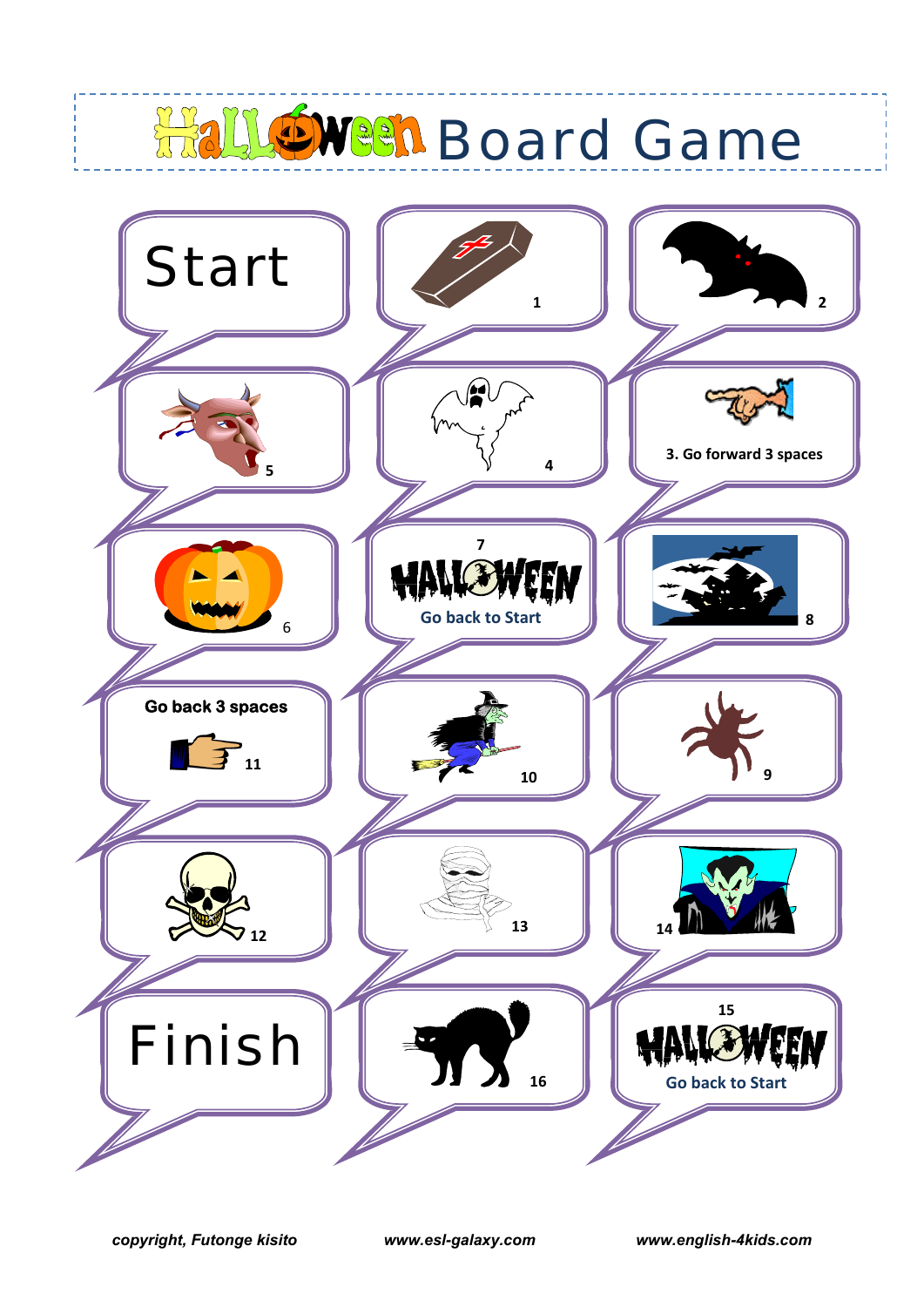# Halloween Board Game

Start

1

2

5

4

3. Go forward 3 spaces

6

7
HALLOWEEN
Go back to Start

8

Go back 3 spaces
11

10

9

12

13

14

Finish

16

15
HALLOWEEN
Go back to Start

*copyright, Futonge kisito* *www.esl-galaxy.com* *www.english-4kids.com*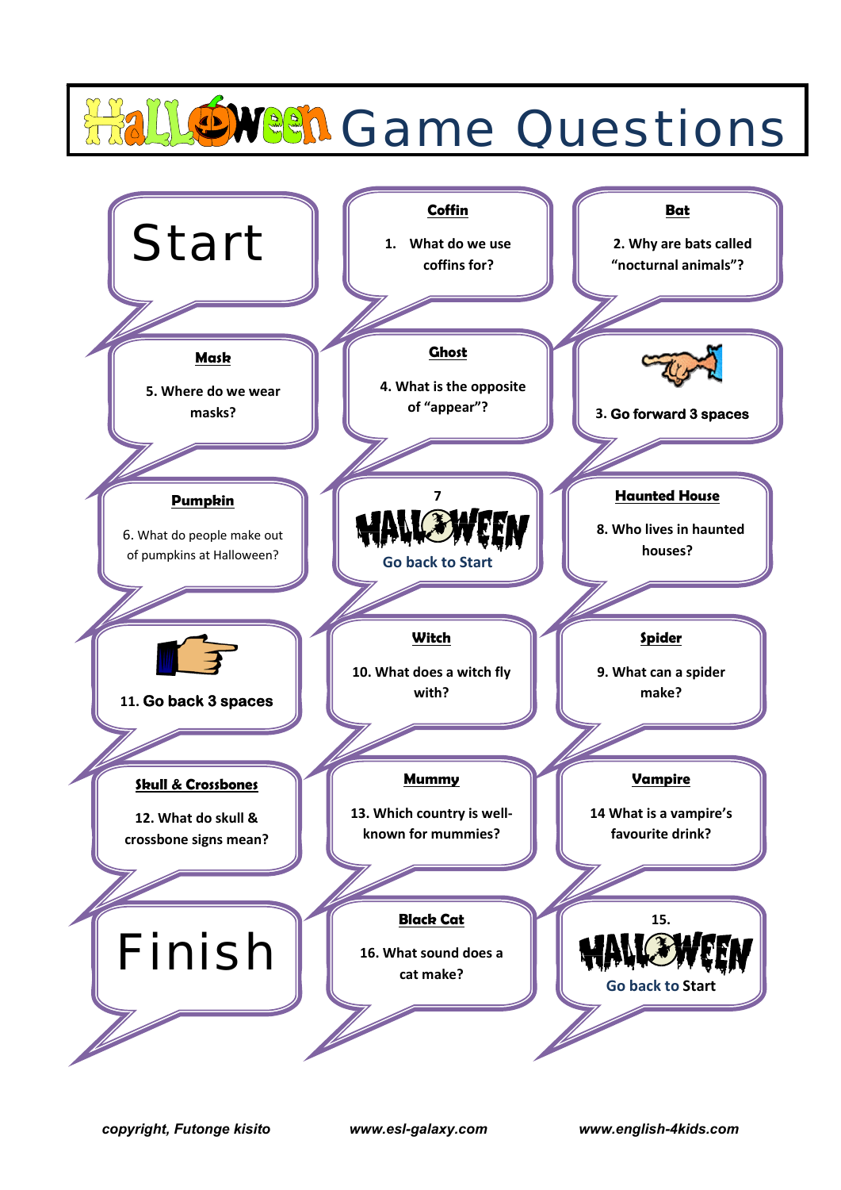# Halloween Game Questions

Start

**Coffin**

1. What do we use coffins for?

**Bat**

2. Why are bats called "nocturnal animals"?

3. Go forward 3 spaces

**Ghost**

4. What is the opposite of "appear"?

**Mask**

5. Where do we wear masks?

**Pumpkin**

6. What do people make out of pumpkins at Halloween?

7

HALLOWEEN

Go back to Start

**Haunted House**

8. Who lives in haunted houses?

**Spider**

9. What can a spider make?

**Witch**

10. What does a witch fly with?

11. Go back 3 spaces

**Skull & Crossbones**

12. What do skull & crossbone signs mean?

**Mummy**

13. Which country is well-known for mummies?

**Vampire**

14 What is a vampire's favourite drink?

15.

HALLOWEEN

Go back to Start

**Black Cat**

16. What sound does a cat make?

Finish

*copyright, Futonge kisito* *www.esl-galaxy.com* *www.english-4kids.com*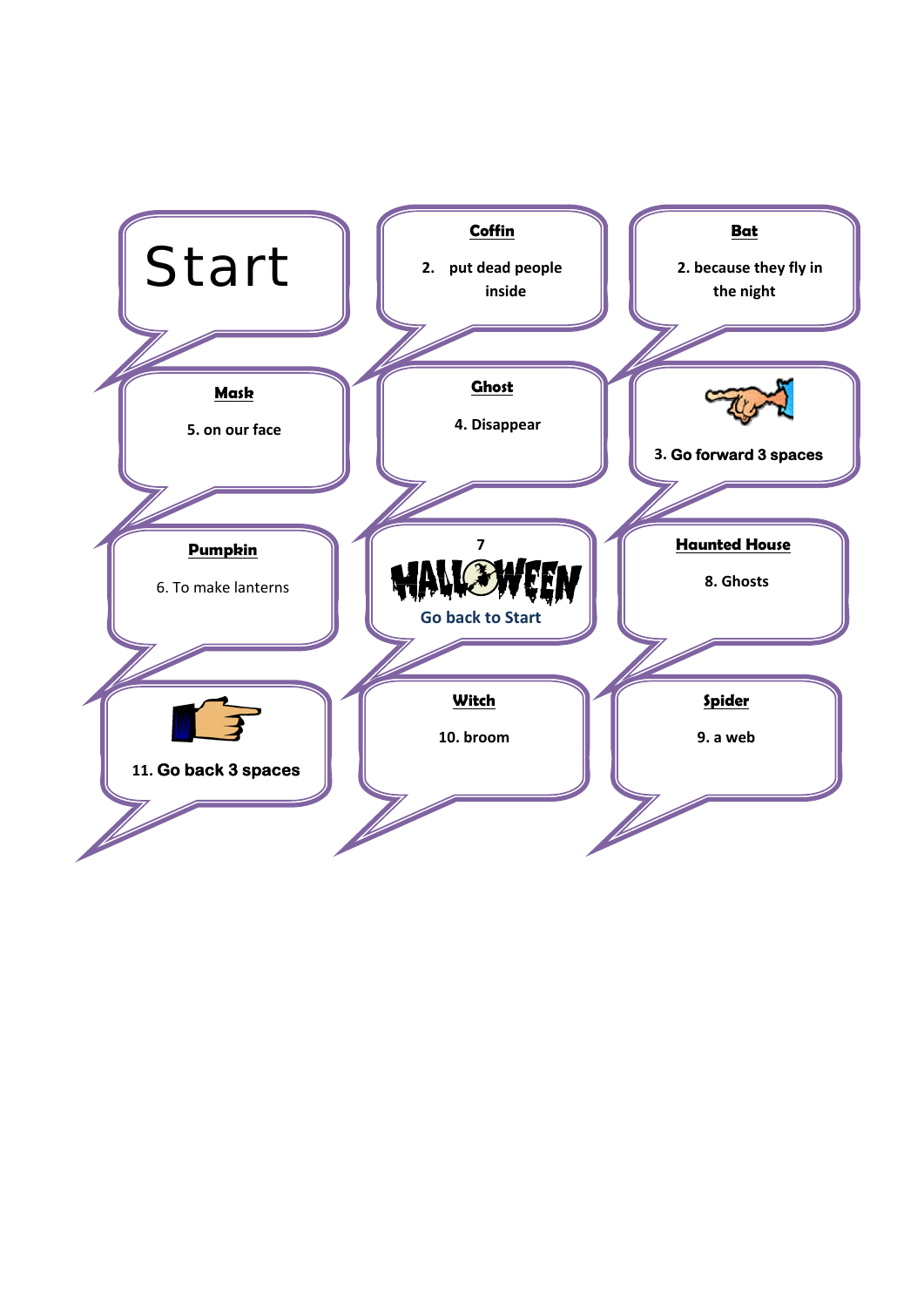Start

**Coffin**

2. put dead people inside

**Bat**

2. because they fly in the night

**Mask**

5. on our face

**Ghost**

4. Disappear

3. Go forward 3 spaces

**Pumpkin**

6. To make lanterns

7

HALLOWEEN

Go back to Start

**Haunted House**

8. Ghosts

11. Go back 3 spaces

**Witch**

10. broom

**Spider**

9. a web